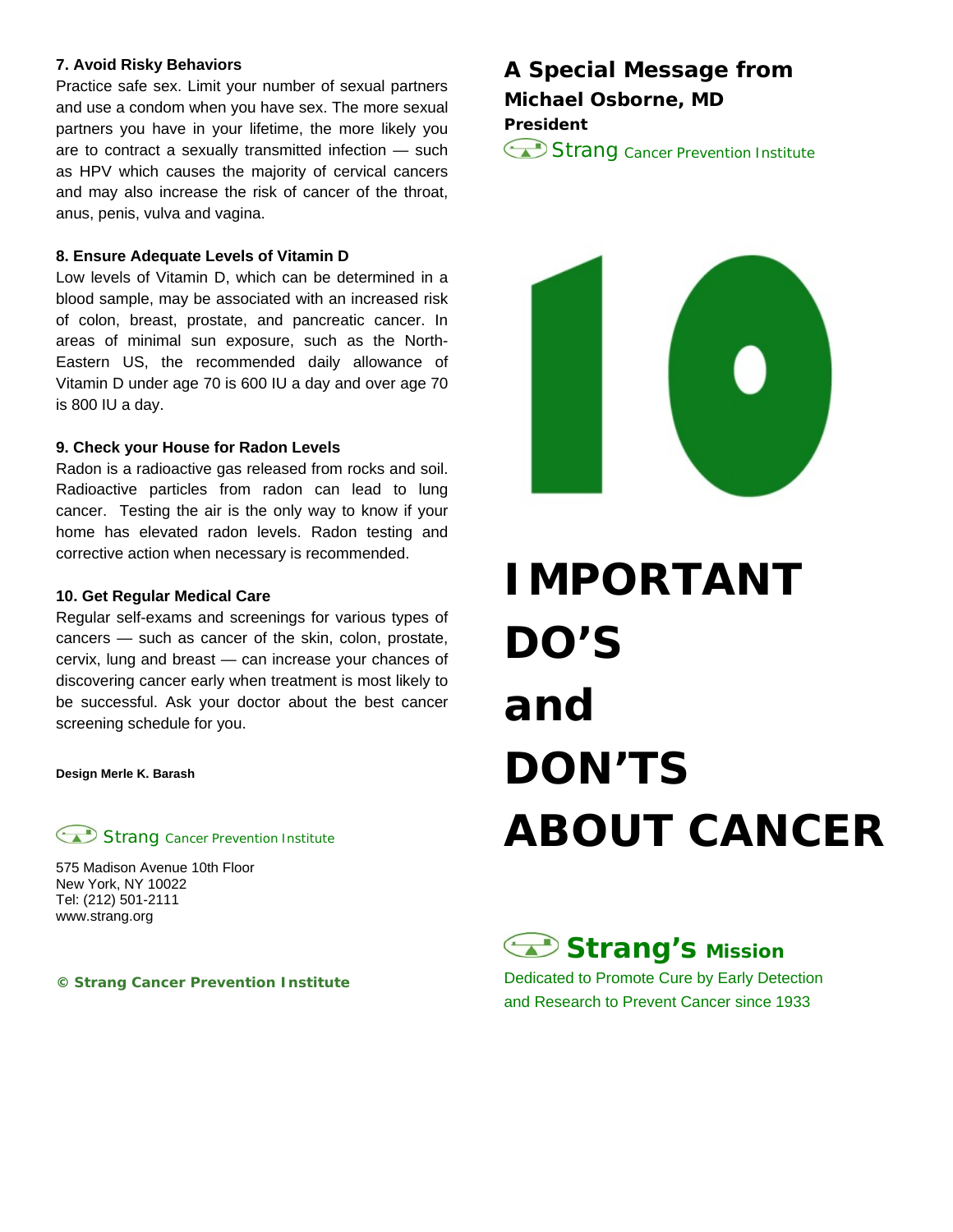### 7. Avoid Risky Behaviors

Practice safe sex. Limit your number of sexual partners and use a condom when you have sex. The more sexual partners you have in your lifetime, the more likely you are to contract a sexually transmitted infection — such as HPV which causes the majority of cervical cancers and may also increase the risk of cancer of the throat, anus, penis, vulva and vagina.

### 8. Ensure Adequate Levels of Vitamin D

Low levels of Vitamin D, which can be determined in a blood sample, may be associated with an increased risk of colon, breast, prostate, and pancreatic cancer. In areas of minimal sun exposure, such as the North-Eastern US, the recommended daily allowance of Vitamin D under age 70 is 600 IU a day and over age 70 is 800 IU a day.

### 9. Check your House for Radon Levels

Radon is a radioactive gas released from rocks and soil. Radioactive particles from radon can lead to lung cancer. Testing the air is the only way to know if your home has elevated radon levels. Radon testing and corrective action when necessary is recommended.

### 10. Get Regular Medical Care

Regular self-exams and screenings for various types of cancers — such as cancer of the skin, colon, prostate, cervix, lung and breast — can increase your chances of discovering cancer early when treatment is most likely to be successful. Ask your doctor about the best cancer screening schedule for you.

**Design Merle K. Barash**

Strang Cancer Prevention Institute

575 Madison Avenue 10th Floor
New York, NY 10022
Tel: (212) 501-2111
www.strang.org

**© Strang Cancer Prevention Institute**

**A Special Message from**
**Michael Osborne, MD**
**President**
Strang Cancer Prevention Institute

# 10 IMPORTANT DO'S and DON'TS ABOUT CANCER

## Strang's Mission

Dedicated to Promote Cure by Early Detection and Research to Prevent Cancer since 1933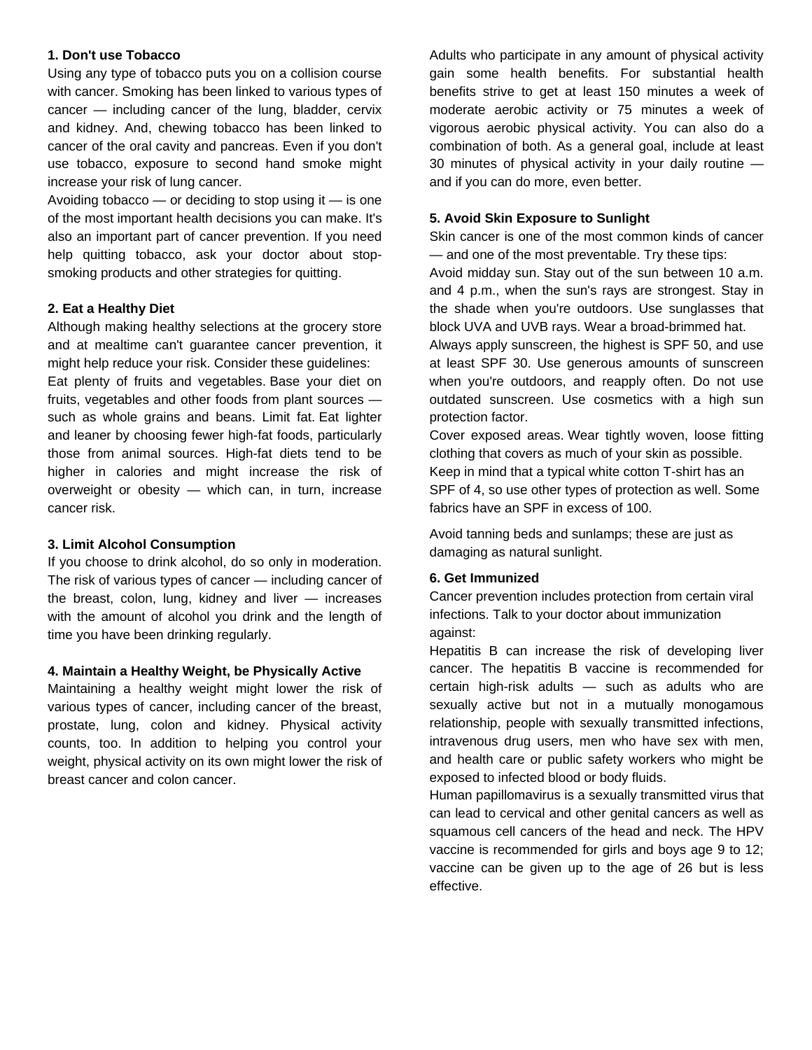**1. Don't use Tobacco**

Using any type of tobacco puts you on a collision course with cancer. Smoking has been linked to various types of cancer — including cancer of the lung, bladder, cervix and kidney. And, chewing tobacco has been linked to cancer of the oral cavity and pancreas. Even if you don't use tobacco, exposure to second hand smoke might increase your risk of lung cancer.

Avoiding tobacco — or deciding to stop using it — is one of the most important health decisions you can make. It's also an important part of cancer prevention. If you need help quitting tobacco, ask your doctor about stop-smoking products and other strategies for quitting.

**2. Eat a Healthy Diet**

Although making healthy selections at the grocery store and at mealtime can't guarantee cancer prevention, it might help reduce your risk. Consider these guidelines:

Eat plenty of fruits and vegetables. Base your diet on fruits, vegetables and other foods from plant sources — such as whole grains and beans. Limit fat. Eat lighter and leaner by choosing fewer high-fat foods, particularly those from animal sources. High-fat diets tend to be higher in calories and might increase the risk of overweight or obesity — which can, in turn, increase cancer risk.

**3. Limit Alcohol Consumption**

If you choose to drink alcohol, do so only in moderation. The risk of various types of cancer — including cancer of the breast, colon, lung, kidney and liver — increases with the amount of alcohol you drink and the length of time you have been drinking regularly.

**4. Maintain a Healthy Weight, be Physically Active**

Maintaining a healthy weight might lower the risk of various types of cancer, including cancer of the breast, prostate, lung, colon and kidney. Physical activity counts, too. In addition to helping you control your weight, physical activity on its own might lower the risk of breast cancer and colon cancer.

Adults who participate in any amount of physical activity gain some health benefits. For substantial health benefits strive to get at least 150 minutes a week of moderate aerobic activity or 75 minutes a week of vigorous aerobic physical activity. You can also do a combination of both. As a general goal, include at least 30 minutes of physical activity in your daily routine — and if you can do more, even better.

**5. Avoid Skin Exposure to Sunlight**

Skin cancer is one of the most common kinds of cancer — and one of the most preventable. Try these tips:

Avoid midday sun. Stay out of the sun between 10 a.m. and 4 p.m., when the sun's rays are strongest. Stay in the shade when you're outdoors. Use sunglasses that block UVA and UVB rays. Wear a broad-brimmed hat.

Always apply sunscreen, the highest is SPF 50, and use at least SPF 30. Use generous amounts of sunscreen when you're outdoors, and reapply often. Do not use outdated sunscreen. Use cosmetics with a high sun protection factor.

Cover exposed areas. Wear tightly woven, loose fitting clothing that covers as much of your skin as possible. Keep in mind that a typical white cotton T-shirt has an SPF of 4, so use other types of protection as well. Some fabrics have an SPF in excess of 100.

Avoid tanning beds and sunlamps; these are just as damaging as natural sunlight.

**6. Get Immunized**

Cancer prevention includes protection from certain viral infections. Talk to your doctor about immunization against:

Hepatitis B can increase the risk of developing liver cancer. The hepatitis B vaccine is recommended for certain high-risk adults — such as adults who are sexually active but not in a mutually monogamous relationship, people with sexually transmitted infections, intravenous drug users, men who have sex with men, and health care or public safety workers who might be exposed to infected blood or body fluids.

Human papillomavirus is a sexually transmitted virus that can lead to cervical and other genital cancers as well as squamous cell cancers of the head and neck. The HPV vaccine is recommended for girls and boys age 9 to 12; vaccine can be given up to the age of 26 but is less effective.